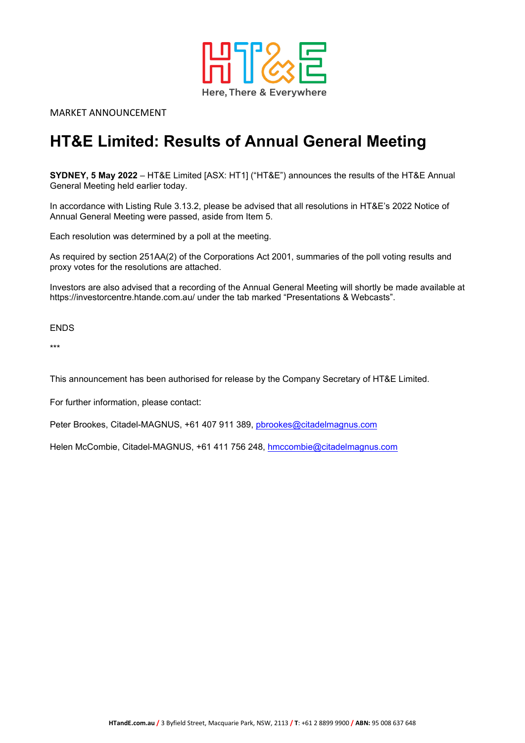HT&E

Here, There & Everywhere

MARKET ANNOUNCEMENT

# HT&E Limited: Results of Annual General Meeting

**SYDNEY, 5 May 2022** – HT&E Limited [ASX: HT1] ("HT&E") announces the results of the HT&E Annual General Meeting held earlier today.

In accordance with Listing Rule 3.13.2, please be advised that all resolutions in HT&E's 2022 Notice of Annual General Meeting were passed, aside from Item 5.

Each resolution was determined by a poll at the meeting.

As required by section 251AA(2) of the Corporations Act 2001, summaries of the poll voting results and proxy votes for the resolutions are attached.

Investors are also advised that a recording of the Annual General Meeting will shortly be made available at https://investorcentre.htande.com.au/ under the tab marked "Presentations & Webcasts".

ENDS

***

This announcement has been authorised for release by the Company Secretary of HT&E Limited.

For further information, please contact:

Peter Brookes, Citadel-MAGNUS, +61 407 911 389, pbrookes@citadelmagnus.com

Helen McCombie, Citadel-MAGNUS, +61 411 756 248, hmccombie@citadelmagnus.com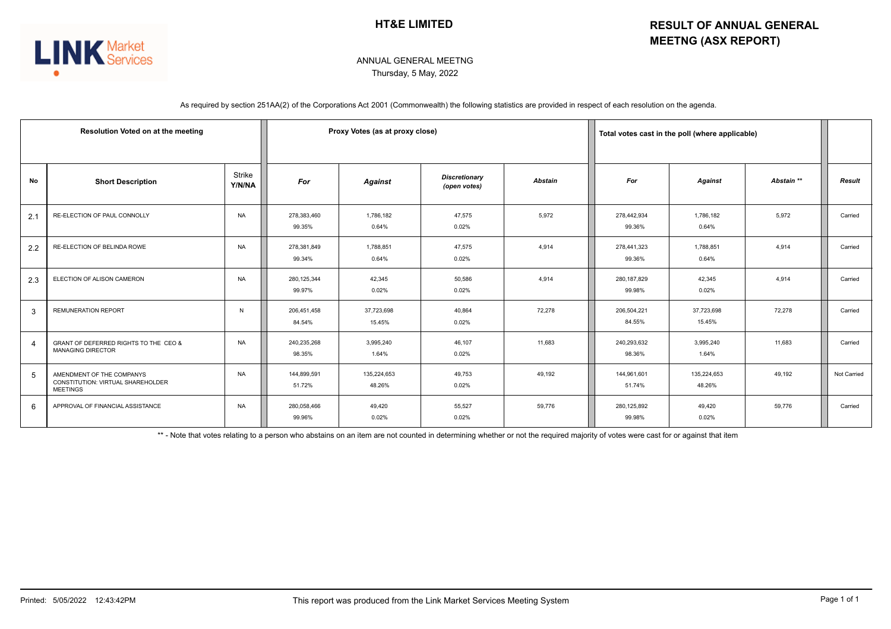# HT&E LIMITED

## RESULT OF ANNUAL GENERAL MEETNG (ASX REPORT)

ANNUAL GENERAL MEETNG
Thursday, 5 May, 2022

As required by section 251AA(2) of the Corporations Act 2001 (Commonwealth) the following statistics are provided in respect of each resolution on the agenda.

| Resolution Voted on at the meeting | | | Proxy Votes (as at proxy close) | | | | Total votes cast in the poll (where applicable) | | | |
|---|---|---|---|---|---|---|---|---|---|---|
| **No** | **Short Description** | **Strike Y/N/NA** | ***For*** | ***Against*** | ***Discretionary (open votes)*** | ***Abstain*** | ***For*** | ***Against*** | ***Abstain \*\**** | ***Result*** |
| 2.1 | RE-ELECTION OF PAUL CONNOLLY | NA | 278,383,460<br>99.35% | 1,786,182<br>0.64% | 47,575<br>0.02% | 5,972 | 278,442,934<br>99.36% | 1,786,182<br>0.64% | 5,972 | Carried |
| 2.2 | RE-ELECTION OF BELINDA ROWE | NA | 278,381,849<br>99.34% | 1,788,851<br>0.64% | 47,575<br>0.02% | 4,914 | 278,441,323<br>99.36% | 1,788,851<br>0.64% | 4,914 | Carried |
| 2.3 | ELECTION OF ALISON CAMERON | NA | 280,125,344<br>99.97% | 42,345<br>0.02% | 50,586<br>0.02% | 4,914 | 280,187,829<br>99.98% | 42,345<br>0.02% | 4,914 | Carried |
| 3 | REMUNERATION REPORT | N | 206,451,458<br>84.54% | 37,723,698<br>15.45% | 40,864<br>0.02% | 72,278 | 206,504,221<br>84.55% | 37,723,698<br>15.45% | 72,278 | Carried |
| 4 | GRANT OF DEFERRED RIGHTS TO THE CEO & MANAGING DIRECTOR | NA | 240,235,268<br>98.35% | 3,995,240<br>1.64% | 46,107<br>0.02% | 11,683 | 240,293,632<br>98.36% | 3,995,240<br>1.64% | 11,683 | Carried |
| 5 | AMENDMENT OF THE COMPANYS CONSTITUTION: VIRTUAL SHAREHOLDER MEETINGS | NA | 144,899,591<br>51.72% | 135,224,653<br>48.26% | 49,753<br>0.02% | 49,192 | 144,961,601<br>51.74% | 135,224,653<br>48.26% | 49,192 | Not Carried |
| 6 | APPROVAL OF FINANCIAL ASSISTANCE | NA | 280,058,466<br>99.96% | 49,420<br>0.02% | 55,527<br>0.02% | 59,776 | 280,125,892<br>99.98% | 49,420<br>0.02% | 59,776 | Carried |

** - Note that votes relating to a person who abstains on an item are not counted in determining whether or not the required majority of votes were cast for or against that item

Printed: 5/05/2022 12:43:42PM

This report was produced from the Link Market Services Meeting System